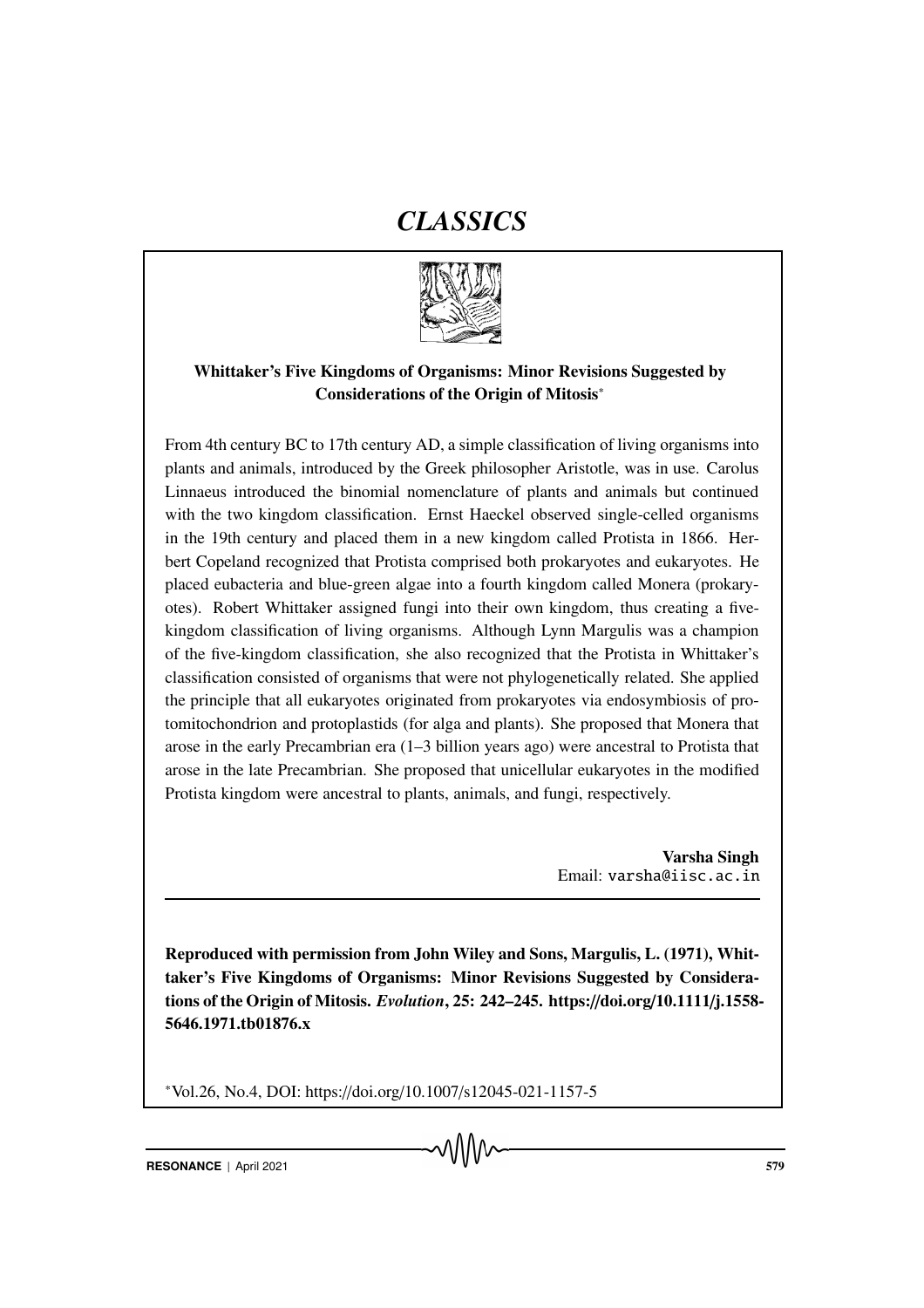# *CLASSICS*

**Whittaker's Five Kingdoms of Organisms: Minor Revisions Suggested by Considerations of the Origin of Mitosis***

From 4th century BC to 17th century AD, a simple classification of living organisms into plants and animals, introduced by the Greek philosopher Aristotle, was in use. Carolus Linnaeus introduced the binomial nomenclature of plants and animals but continued with the two kingdom classification. Ernst Haeckel observed single-celled organisms in the 19th century and placed them in a new kingdom called Protista in 1866. Herbert Copeland recognized that Protista comprised both prokaryotes and eukaryotes. He placed eubacteria and blue-green algae into a fourth kingdom called Monera (prokaryotes). Robert Whittaker assigned fungi into their own kingdom, thus creating a five-kingdom classification of living organisms. Although Lynn Margulis was a champion of the five-kingdom classification, she also recognized that the Protista in Whittaker's classification consisted of organisms that were not phylogenetically related. She applied the principle that all eukaryotes originated from prokaryotes via endosymbiosis of protomitochondrion and protoplastids (for alga and plants). She proposed that Monera that arose in the early Precambrian era (1–3 billion years ago) were ancestral to Protista that arose in the late Precambrian. She proposed that unicellular eukaryotes in the modified Protista kingdom were ancestral to plants, animals, and fungi, respectively.

**Varsha Singh**
Email: varsha@iisc.ac.in

---

**Reproduced with permission from John Wiley and Sons, Margulis, L. (1971), Whittaker's Five Kingdoms of Organisms: Minor Revisions Suggested by Considerations of the Origin of Mitosis. *Evolution*, 25: 242–245. https://doi.org/10.1111/j.1558-5646.1971.tb01876.x**

*Vol.26, No.4, DOI: https://doi.org/10.1007/s12045-021-1157-5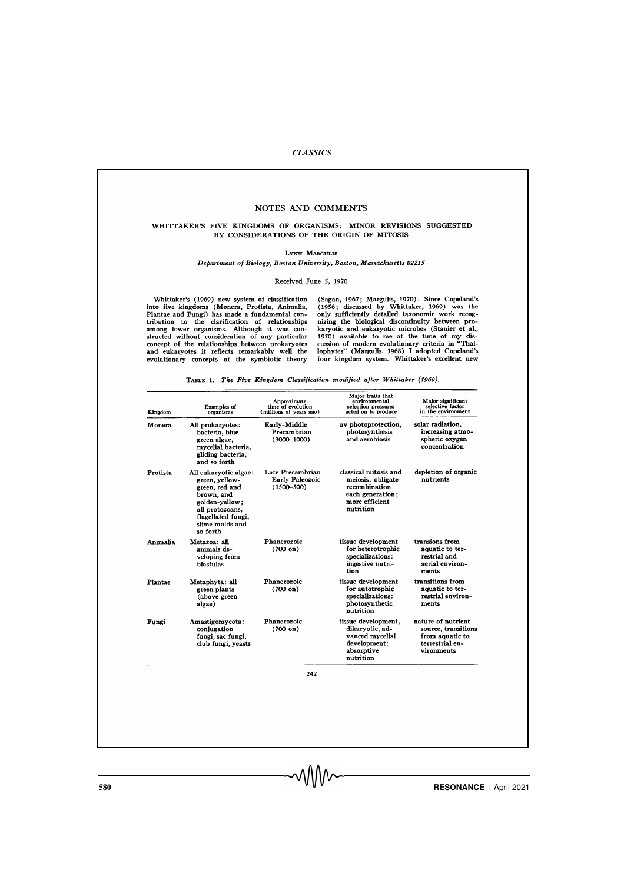## NOTES AND COMMENTS

### WHITTAKER'S FIVE KINGDOMS OF ORGANISMS: MINOR REVISIONS SUGGESTED BY CONSIDERATIONS OF THE ORIGIN OF MITOSIS

**Lynn Margulis**

*Department of Biology, Boston University, Boston, Massachusetts 02215*

Received June 5, 1970

Whittaker's (1969) new system of classification into five kingdoms (Monera, Protista, Animalia, Plantae and Fungi) has made a fundamental contribution to the clarification of relationships among lower organisms. Although it was constructed without consideration of any particular concept of the relationships between prokaryotes and eukaryotes it reflects remarkably well the evolutionary concepts of the symbiotic theory (Sagan, 1967; Margulis, 1970). Since Copeland's (1956; discussed by Whittaker, 1969) was the only sufficiently detailed taxonomic work recognizing the biological discontinuity between prokaryotic and eukaryotic microbes (Stanier et al., 1970) available to me at the time of my discussion of modern evolutionary criteria in "Thallophytes" (Margulis, 1968) I adopted Copeland's four kingdom system. Whittaker's excellent new

Table 1. *The Five Kingdom Classification modified after Whittaker (1969).*

| Kingdom | Examples of organisms | Approximate time of evolution (millions of years ago) | Major traits that environmental selection pressures acted on to produce | Major significant selective factor in the environment |
|---|---|---|---|---|
| Monera | All prokaryotes: bacteria, blue green algae, mycelial bacteria, gliding bacteria, and so forth | Early-Middle Precambrian (3000–1000) | uv photoprotection, photosynthesis and aerobiosis | solar radiation, increasing atmospheric oxygen concentration |
| Protista | All eukaryotic algae: green, yellow-green, red and brown, and golden-yellow; all protozoans, flagellated fungi, slime molds and so forth | Late Precambrian Early Paleozoic (1500–500) | classical mitosis and meiosis: obligate recombination each generation; more efficient nutrition | depletion of organic nutrients |
| Animalia | Metazoa: all animals developing from blastulas | Phanerozoic (700 on) | tissue development for heterotrophic specializations: ingestive nutrition | transions from aquatic to terrestrial and aerial environments |
| Plantae | Metaphyta: all green plants (above green algae) | Phanerozoic (700 on) | tissue development for autotrophic specializations: photosynthetic nutrition | transitions from aquatic to terrestrial environments |
| Fungi | Amastigomycota: conjugation fungi, sac fungi, club fungi, yeasts | Phanerozoic (700 on) | tissue development, dikaryotic, advanced mycelial development: absorptive nutrition | nature of nutrient source, transitions from aquatic to terrestrial environments |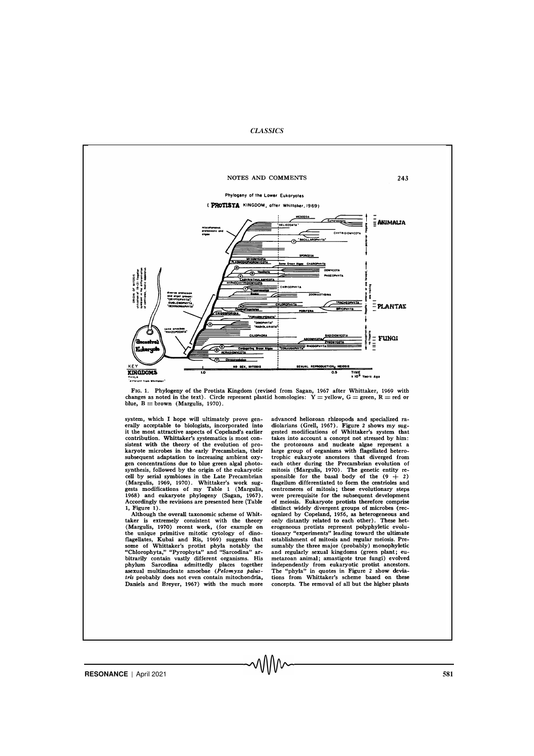Phylogeny of the Lower Eukaryotes

(**PROTISTA** KINGDOM, after Whittaker, 1969)

Fig. 1. Phylogeny of the Protista Kingdom (revised from Sagan, 1967 after Whittaker, 1969 with changes as noted in the text). Circle represent plastid homologies: Y = yellow, G = green, R = red or blue, B = brown (Margulis, 1970).

system, which I hope will ultimately prove generally acceptable to biologists, incorporated into it the most attractive aspects of Copeland's earlier contribution. Whittaker's systematics is most consistent with the theory of the evolution of prokaryote microbes in the early Precambrian, their subsequent adaptation to increasing ambient oxygen concentrations due to blue green algal photosynthesis, followed by the origin of the eukaryotic cell by serial symbioses in the Late Precambrian (Margulis, 1969, 1970). Whittaker's work suggests modifications of my Table 1 (Margulis, 1968) and eukaryote phylogeny (Sagan, 1967). Accordingly the revisions are presented here (Table 1, Figure 1).

Although the overall taxonomic scheme of Whittaker is extremely consistent with the theory (Margulis, 1970) recent work, (for example on the unique primitive mitotic cytology of dinoflagellates, Kubai and Ris, 1969) suggests that some of Whittaker's protist phyla notably the "Chlorophyta," "Pyrophyta" and "Sarcodina" arbitrarily contain vastly different organisms. His phylum Sarcodina admittedly places together asexual multinucleate amoebae (*Pelomyxa palustris* probably does not even contain mitochondria, Daniels and Breyer, 1967) with the much more advanced heliozoan rhizopods and specialized radiolarians (Grell, 1967). Figure 2 shows my suggested modifications of Whittaker's system that takes into account a concept not stressed by him: the protozoans and nucleate algae represent a large group of organisms with flagellated heterotrophic eukaryote ancestors that diverged from each other during the Precambrian evolution of mitosis (Margulis, 1970). The genetic entity responsible for the basal body of the $(9 + 2)$ flagellum differentiated to form the centrioles and centromeres of mitosis; these evolutionary steps were prerequisite for the subsequent development of meiosis. Eukaryote protists therefore comprise distinct widely divergent groups of microbes (recognized by Copeland, 1956, as heterogeneous and only distantly related to each other). These heterogeneous protists represent polyphyletic evolutionary "experiments" leading toward the ultimate establishment of mitosis and regular meiosis. Presumably the three major (probably) monophyletic and regularly sexual kingdoms (green plant; eumetazoan animal; amastigote true fungi) evolved independently from eukaryotic protist ancestors. The "phyla" in quotes in Figure 2 show deviations from Whittaker's scheme based on these concepts. The removal of all but the higher plants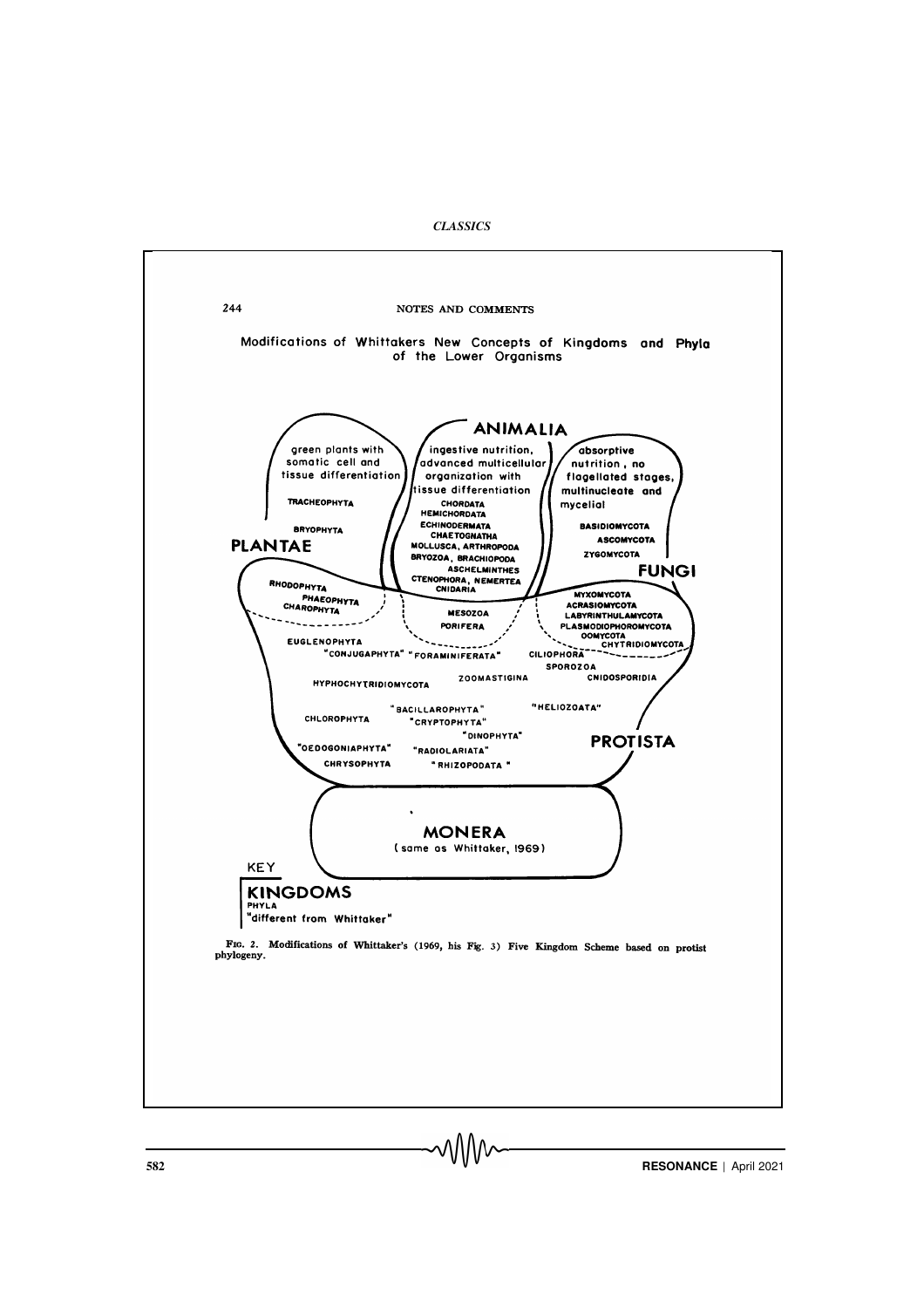Modifications of Whittakers New Concepts of Kingdoms and Phyla of the Lower Organisms

**ANIMALIA**

ingestive nutrition, advanced multicellular organization with tissue differentiation

CHORDATA
HEMICHORDATA
ECHINODERMATA
CHAETOGNATHA
MOLLUSCA, ARTHROPODA
BRYOZOA, BRACHIOPODA
ASCHELMINTHES
CTENOPHORA, NEMERTEA
CNIDARIA

MESOZOA
PORIFERA

**PLANTAE**

green plants with somatic cell and tissue differentiation

TRACHEOPHYTA
BRYOPHYTA

RHODOPHYTA
PHAEOPHYTA
CHAROPHYTA

**FUNGI**

absorptive nutrition, no flagellated stages, multinucleate and mycelial

BASIDIOMYCOTA
ASCOMYCOTA
ZYGOMYCOTA

MYXOMYCOTA
ACRASIOMYCOTA
LABYRINTHULAMYCOTA
PLASMODIOPHOROMYCOTA
OOMYCOTA
CHYTRIDIOMYCOTA

**PROTISTA**

EUGLENOPHYTA
"CONJUGAPHYTA" "FORAMINIFERATA"
CILIOPHORA
SPOROZOA
HYPHOCHYTRIDIOMYCOTA
ZOOMASTIGINA
CNIDOSPORIDIA
"BACILLAROPHYTA"
"HELIOZOATA"
CHLOROPHYTA
"CRYPTOPHYTA"
"DINOPHYTA"
"OEDOGONIAPHYTA"
"RADIOLARIATA"
CHRYSOPHYTA
"RHIZOPODATA"

**MONERA**
(same as Whittaker, 1969)

KEY
**KINGDOMS**
PHYLA
"different from Whittaker"

FIG. 2. Modifications of Whittaker's (1969, his Fig. 3) Five Kingdom Scheme based on protist phylogeny.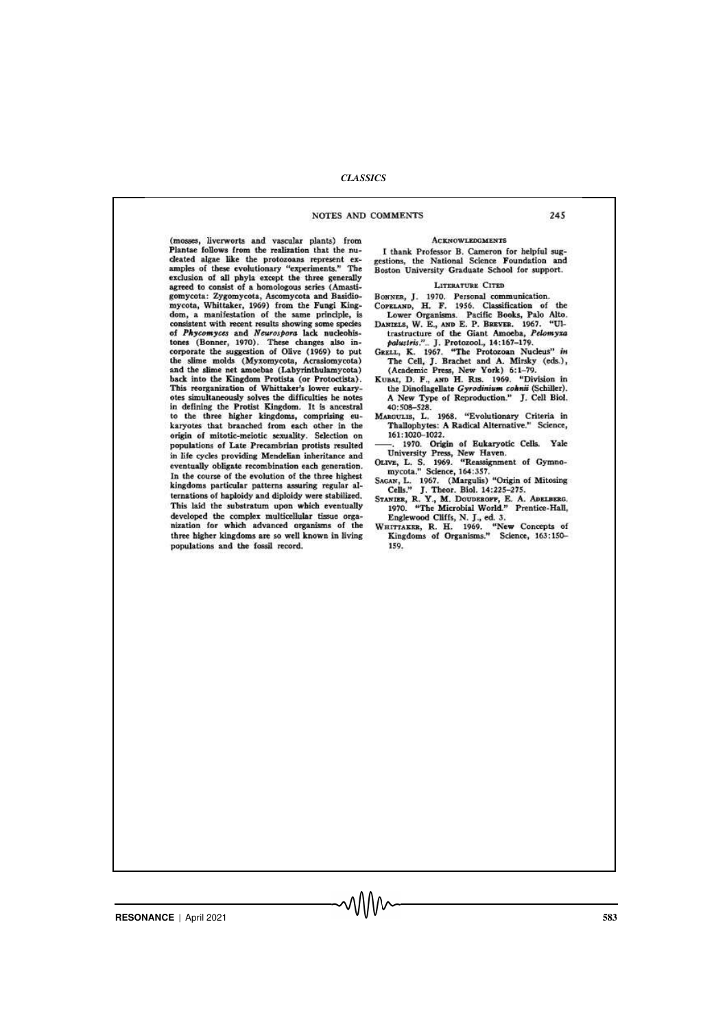(mosses, liverworts and vascular plants) from Plantae follows from the realization that the nucleated algae like the protozoans represent examples of these evolutionary "experiments." The exclusion of all phyla except the three generally agreed to consist of a homologous series (Amastigomycota: Zygomycota, Ascomycota and Basidiomycota, Whittaker, 1969) from the Fungi Kingdom, a manifestation of the same principle, is consistent with recent results showing some species of *Phycomyces* and *Neurospora* lack nucleohistones (Bonner, 1970). These changes also incorporate the suggestion of Olive (1969) to put the slime molds (Myxomycota, Acrasiomycota) and the slime net amoebae (Labyrinthulamycota) back into the Kingdom Protista (or Protoctista). This reorganization of Whittaker's lower eukaryotes simultaneously solves the difficulties he notes in defining the Protist Kingdom. It is ancestral to the three higher kingdoms, comprising eukaryotes that branched from each other in the origin of mitotic-meiotic sexuality. Selection on populations of Late Precambrian protists resulted in life cycles providing Mendelian inheritance and eventually obligate recombination each generation. In the course of the evolution of the three highest kingdoms particular patterns assuring regular alternations of haploidy and diploidy were stabilized. This laid the substratum upon which eventually developed the complex multicellular tissue organization for which advanced organisms of the three higher kingdoms are so well known in living populations and the fossil record.

### Acknowledgments

I thank Professor B. Cameron for helpful suggestions, the National Science Foundation and Boston University Graduate School for support.

### Literature Cited

Bonner, J. 1970. Personal communication.

Copeland, H. F. 1956. Classification of the Lower Organisms. Pacific Books, Palo Alto.

Daniels, W. E., and E. P. Breyer. 1967. "Ultrastructure of the Giant Amoeba, *Pelomyxa palustris*." J. Protozool., 14:167–179.

Grell, K. 1967. "The Protozoan Nucleus" *in* The Cell, J. Brachet and A. Mirsky (eds.), (Academic Press, New York) 6:1–79.

Kubai, D. F., and H. Ris. 1969. "Division in the Dinoflagellate *Gyrodinium cohnii* (Schiller). A New Type of Reproduction." J. Cell Biol. 40:508–528.

Margulis, L. 1968. "Evolutionary Criteria in Thallophytes: A Radical Alternative." Science, 161:1020–1022.

——. 1970. Origin of Eukaryotic Cells. Yale University Press, New Haven.

Olive, L. S. 1969. "Reassignment of Gymnomycota." Science, 164:357.

Sagan, L. 1967. (Margulis) "Origin of Mitosing Cells." J. Theor. Biol. 14:225–275.

Stanier, R. Y., M. Doudoroff, E. A. Adelberg. 1970. "The Microbial World." Prentice-Hall, Englewood Cliffs, N. J., ed. 3.

Whittaker, R. H. 1969. "New Concepts of Kingdoms of Organisms." Science, 163:150–159.